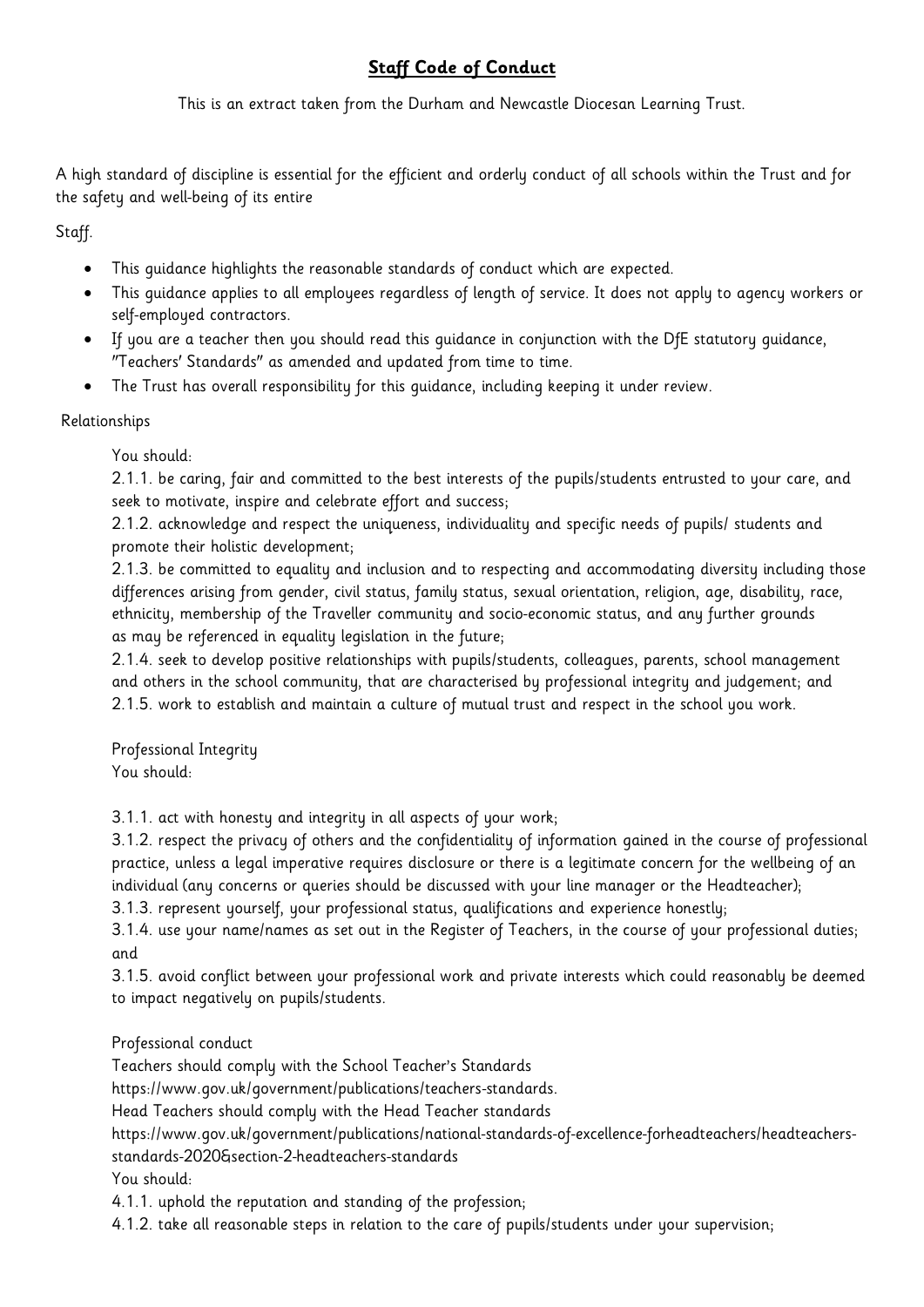# **Staff Code of Conduct**

This is an extract taken from the Durham and Newcastle Diocesan Learning Trust.

A high standard of discipline is essential for the efficient and orderly conduct of all schools within the Trust and for the safety and well-being of its entire

Staff.

- This guidance highlights the reasonable standards of conduct which are expected.
- This guidance applies to all employees regardless of length of service. It does not apply to agency workers or self-employed contractors.
- If you are a teacher then you should read this guidance in conjunction with the DfE statutory guidance, "Teachers' Standards" as amended and updated from time to time.
- The Trust has overall responsibility for this guidance, including keeping it under review.

Relationships

You should:

2.1.1. be caring, fair and committed to the best interests of the pupils/students entrusted to your care, and seek to motivate, inspire and celebrate effort and success;

2.1.2. acknowledge and respect the uniqueness, individuality and specific needs of pupils/ students and promote their holistic development;

2.1.3. be committed to equality and inclusion and to respecting and accommodating diversity including those differences arising from gender, civil status, family status, sexual orientation, religion, age, disability, race, ethnicity, membership of the Traveller community and socio-economic status, and any further grounds as may be referenced in equality legislation in the future;

2.1.4. seek to develop positive relationships with pupils/students, colleagues, parents, school management and others in the school community, that are characterised by professional integrity and judgement; and

2.1.5. work to establish and maintain a culture of mutual trust and respect in the school you work.

Professional Integrity

You should:

3.1.1. act with honesty and integrity in all aspects of your work;

3.1.2. respect the privacy of others and the confidentiality of information gained in the course of professional practice, unless a legal imperative requires disclosure or there is a legitimate concern for the wellbeing of an individual (any concerns or queries should be discussed with your line manager or the Headteacher);

3.1.3. represent yourself, your professional status, qualifications and experience honestly;

3.1.4. use your name/names as set out in the Register of Teachers, in the course of your professional duties; and

3.1.5. avoid conflict between your professional work and private interests which could reasonably be deemed to impact negatively on pupils/students.

Professional conduct

Teachers should comply with the School Teacher's Standards

https://www.gov.uk/government/publications/teachers-standards.

Head Teachers should comply with the Head Teacher standards

https://www.gov.uk/government/publications/national-standards-of-excellence-forheadteachers/headteachers-standards-2020&section-2-headteachers-standards

You should:

4.1.1. uphold the reputation and standing of the profession;

4.1.2. take all reasonable steps in relation to the care of pupils/students under your supervision;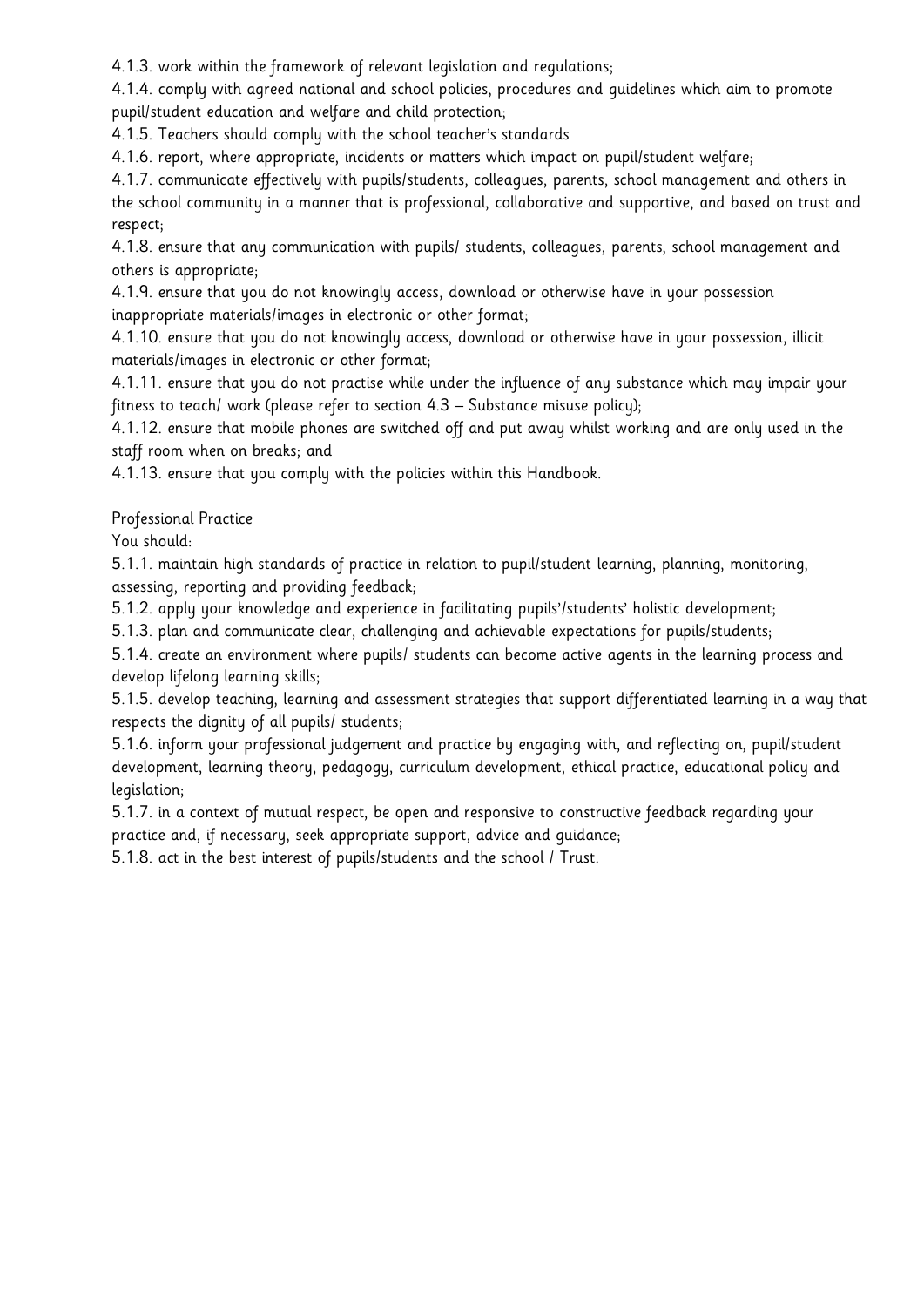4.1.3. work within the framework of relevant legislation and regulations;

4.1.4. comply with agreed national and school policies, procedures and guidelines which aim to promote pupil/student education and welfare and child protection;

4.1.5. Teachers should comply with the school teacher's standards

4.1.6. report, where appropriate, incidents or matters which impact on pupil/student welfare;

4.1.7. communicate effectively with pupils/students, colleagues, parents, school management and others in the school community in a manner that is professional, collaborative and supportive, and based on trust and respect;

4.1.8. ensure that any communication with pupils/ students, colleagues, parents, school management and others is appropriate;

4.1.9. ensure that you do not knowingly access, download or otherwise have in your possession inappropriate materials/images in electronic or other format;

4.1.10. ensure that you do not knowingly access, download or otherwise have in your possession, illicit materials/images in electronic or other format;

4.1.11. ensure that you do not practise while under the influence of any substance which may impair your fitness to teach/ work (please refer to section 4.3 – Substance misuse policy);

4.1.12. ensure that mobile phones are switched off and put away whilst working and are only used in the staff room when on breaks; and

4.1.13. ensure that you comply with the policies within this Handbook.

Professional Practice

You should:

5.1.1. maintain high standards of practice in relation to pupil/student learning, planning, monitoring, assessing, reporting and providing feedback;

5.1.2. apply your knowledge and experience in facilitating pupils'/students' holistic development;

5.1.3. plan and communicate clear, challenging and achievable expectations for pupils/students;

5.1.4. create an environment where pupils/ students can become active agents in the learning process and develop lifelong learning skills;

5.1.5. develop teaching, learning and assessment strategies that support differentiated learning in a way that respects the dignity of all pupils/ students;

5.1.6. inform your professional judgement and practice by engaging with, and reflecting on, pupil/student development, learning theory, pedagogy, curriculum development, ethical practice, educational policy and legislation;

5.1.7. in a context of mutual respect, be open and responsive to constructive feedback regarding your practice and, if necessary, seek appropriate support, advice and guidance;

5.1.8. act in the best interest of pupils/students and the school / Trust.